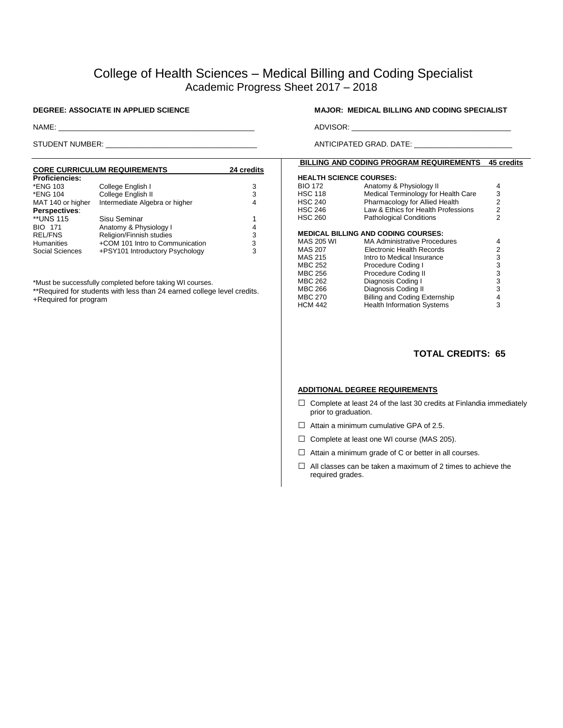# College of Health Sciences – Medical Billing and Coding Specialist

## Academic Progress Sheet 2017 – 2018

**DEGREE: ASSOCIATE IN APPLIED SCIENCE**

**MAJOR: MEDICAL BILLING AND CODING SPECIALIST**

NAME: ______________________________

ADVISOR: ______________________________

STUDENT NUMBER: ______________________________

ANTICIPATED GRAD. DATE: ______________________________

### CORE CURRICULUM REQUIREMENTS — 24 credits

| Course | Title | Credits |
|---|---|---|
| **Proficiencies:** | | |
| *ENG 103 | College English I | 3 |
| *ENG 104 | College English II | 3 |
| MAT 140 or higher | Intermediate Algebra or higher | 4 |
| **Perspectives**: | | |
| **UNS 115 | Sisu Seminar | 1 |
| BIO 171 | Anatomy & Physiology I | 4 |
| REL/FNS | Religion/Finnish studies | 3 |
| Humanities | +COM 101 Intro to Communication | 3 |
| Social Sciences | +PSY101 Introductory Psychology | 3 |

*Must be successfully completed before taking WI courses.
**Required for students with less than 24 earned college level credits.
+Required for program

### BILLING AND CODING PROGRAM REQUIREMENTS — 45 credits

| Course | Title | Credits |
|---|---|---|
| **HEALTH SCIENCE COURSES:** | | |
| BIO 172 | Anatomy & Physiology II | 4 |
| HSC 118 | Medical Terminology for Health Care | 3 |
| HSC 240 | Pharmacology for Allied Health | 2 |
| HSC 246 | Law & Ethics for Health Professions | 2 |
| HSC 260 | Pathological Conditions | 2 |
| **MEDICAL BILLING AND CODING COURSES:** | | |
| MAS 205 WI | MA Administrative Procedures | 4 |
| MAS 207 | Electronic Health Records | 2 |
| MAS 215 | Intro to Medical Insurance | 3 |
| MBC 252 | Procedure Coding I | 3 |
| MBC 256 | Procedure Coding II | 3 |
| MBC 262 | Diagnosis Coding I | 3 |
| MBC 266 | Diagnosis Coding II | 3 |
| MBC 270 | Billing and Coding Externship | 4 |
| HCM 442 | Health Information Systems | 3 |

**TOTAL CREDITS: 65**

### ADDITIONAL DEGREE REQUIREMENTS

- ☐ Complete at least 24 of the last 30 credits at Finlandia immediately prior to graduation.
- ☐ Attain a minimum cumulative GPA of 2.5.
- ☐ Complete at least one WI course (MAS 205).
- ☐ Attain a minimum grade of C or better in all courses.
- ☐ All classes can be taken a maximum of 2 times to achieve the required grades.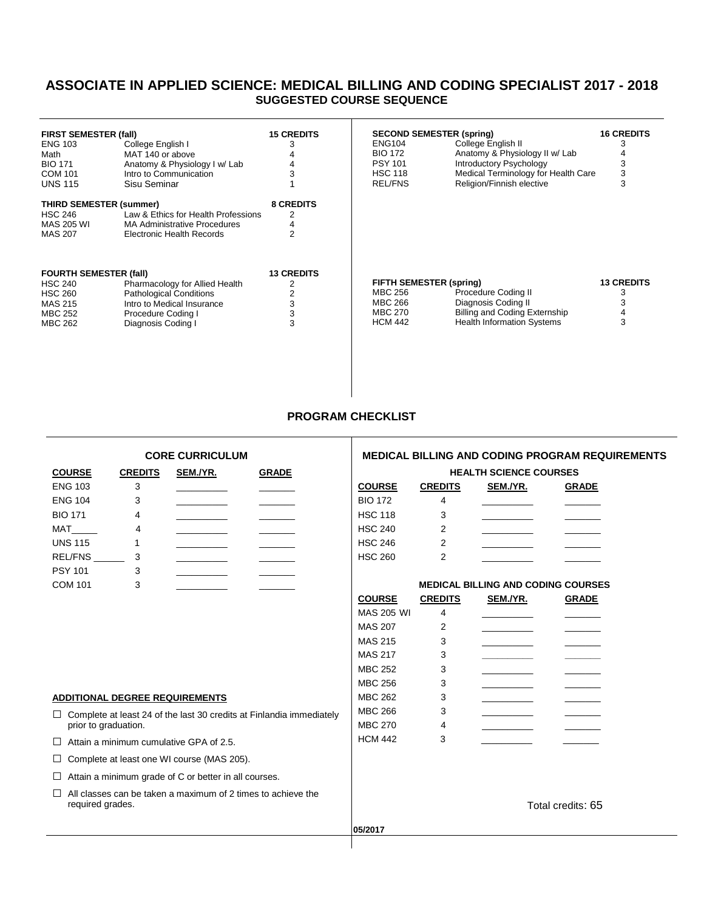# ASSOCIATE IN APPLIED SCIENCE: MEDICAL BILLING AND CODING SPECIALIST 2017 - 2018

## SUGGESTED COURSE SEQUENCE

**FIRST SEMESTER (fall) — 15 CREDITS**

| | | |
|---|---|---|
| ENG 103 | College English I | 3 |
| Math | MAT 140 or above | 4 |
| BIO 171 | Anatomy & Physiology I w/ Lab | 4 |
| COM 101 | Intro to Communication | 3 |
| UNS 115 | Sisu Seminar | 1 |

**SECOND SEMESTER (spring) — 16 CREDITS**

| | | |
|---|---|---|
| ENG104 | College English II | 3 |
| BIO 172 | Anatomy & Physiology II w/ Lab | 4 |
| PSY 101 | Introductory Psychology | 3 |
| HSC 118 | Medical Terminology for Health Care | 3 |
| REL/FNS | Religion/Finnish elective | 3 |

**THIRD SEMESTER (summer) — 8 CREDITS**

| | | |
|---|---|---|
| HSC 246 | Law & Ethics for Health Professions | 2 |
| MAS 205 WI | MA Administrative Procedures | 4 |
| MAS 207 | Electronic Health Records | 2 |

**FOURTH SEMESTER (fall) — 13 CREDITS**

| | | |
|---|---|---|
| HSC 240 | Pharmacology for Allied Health | 2 |
| HSC 260 | Pathological Conditions | 2 |
| MAS 215 | Intro to Medical Insurance | 3 |
| MBC 252 | Procedure Coding I | 3 |
| MBC 262 | Diagnosis Coding I | 3 |

**FIFTH SEMESTER (spring) — 13 CREDITS**

| | | |
|---|---|---|
| MBC 256 | Procedure Coding II | 3 |
| MBC 266 | Diagnosis Coding II | 3 |
| MBC 270 | Billing and Coding Externship | 4 |
| HCM 442 | Health Information Systems | 3 |

## PROGRAM CHECKLIST

### CORE CURRICULUM

| COURSE | CREDITS | SEM./YR. | GRADE |
|---|---|---|---|
| ENG 103 | 3 | | |
| ENG 104 | 3 | | |
| BIO 171 | 4 | | |
| MAT_____ | 4 | | |
| UNS 115 | 1 | | |
| REL/FNS ______ | 3 | | |
| PSY 101 | 3 | | |
| COM 101 | 3 | | |

### ADDITIONAL DEGREE REQUIREMENTS

- ☐ Complete at least 24 of the last 30 credits at Finlandia immediately prior to graduation.
- ☐ Attain a minimum cumulative GPA of 2.5.
- ☐ Complete at least one WI course (MAS 205).
- ☐ Attain a minimum grade of C or better in all courses.
- ☐ All classes can be taken a maximum of 2 times to achieve the required grades.

### MEDICAL BILLING AND CODING PROGRAM REQUIREMENTS

#### HEALTH SCIENCE COURSES

| COURSE | CREDITS | SEM./YR. | GRADE |
|---|---|---|---|
| BIO 172 | 4 | | |
| HSC 118 | 3 | | |
| HSC 240 | 2 | | |
| HSC 246 | 2 | | |
| HSC 260 | 2 | | |

#### MEDICAL BILLING AND CODING COURSES

| COURSE | CREDITS | SEM./YR. | GRADE |
|---|---|---|---|
| MAS 205 WI | 4 | | |
| MAS 207 | 2 | | |
| MAS 215 | 3 | | |
| MAS 217 | 3 | | |
| MBC 252 | 3 | | |
| MBC 256 | 3 | | |
| MBC 262 | 3 | | |
| MBC 266 | 3 | | |
| MBC 270 | 4 | | |
| HCM 442 | 3 | | |

Total credits: 65

05/2017